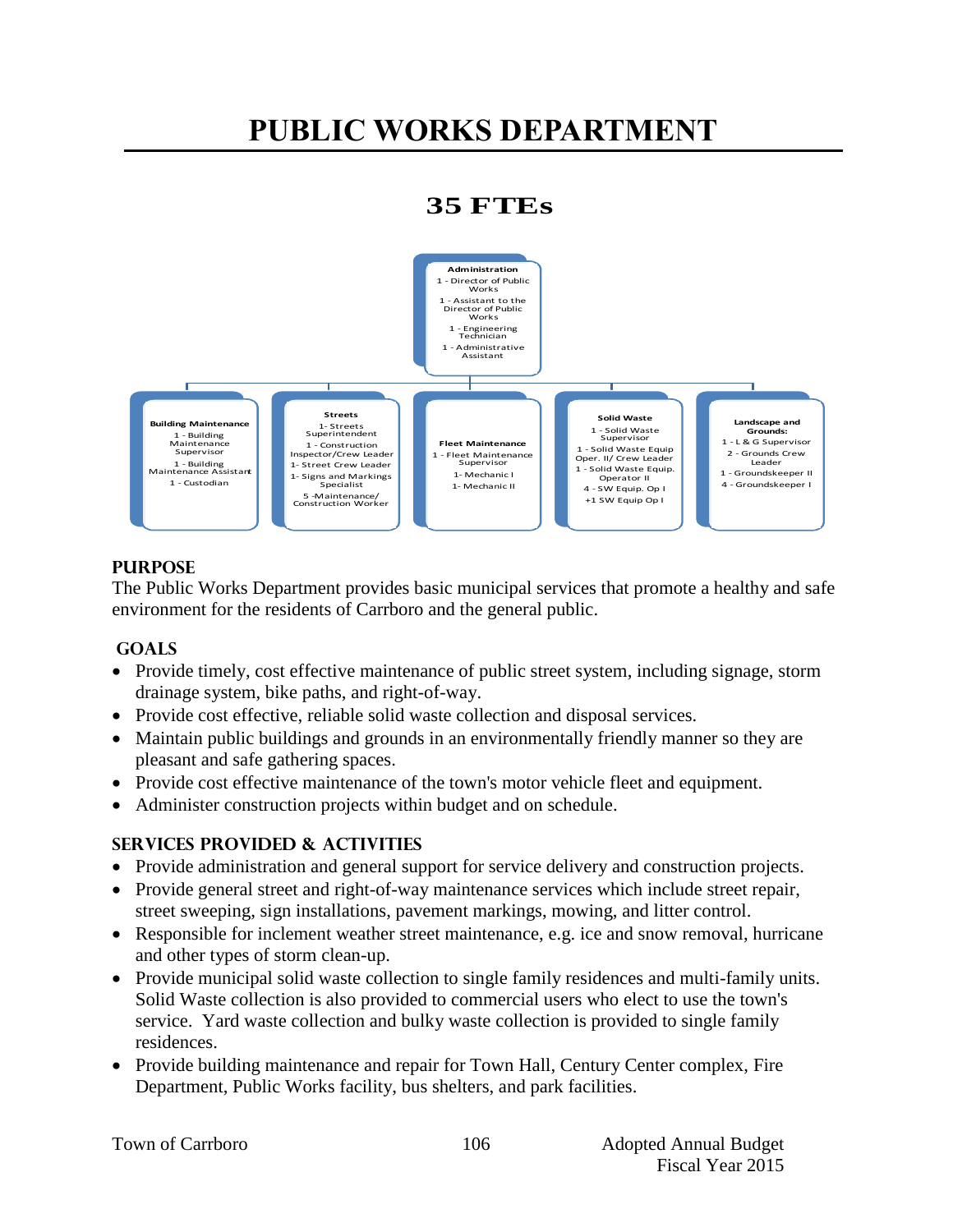# PUBLIC WORKS DEPARTMENT

## 35 FTEs

**Administration**
- 1 - Director of Public Works
- 1 - Assistant to the Director of Public Works
- 1 - Engineering Technician
- 1 - Administrative Assistant

**Building Maintenance**
- 1 - Building Maintenance Supervisor
- 1 - Building Maintenance Assistant
- 1 - Custodian

**Streets**
- 1- Streets Superintendent
- 1 - Construction Inspector/Crew Leader
- 1- Street Crew Leader
- 1- Signs and Markings Specialist
- 5 -Maintenance/ Construction Worker

**Fleet Maintenance**
- 1 - Fleet Maintenance Supervisor
- 1- Mechanic I
- 1- Mechanic II

**Solid Waste**
- 1 - Solid Waste Supervisor
- 1 - Solid Waste Equip Oper. II/ Crew Leader
- 1 - Solid Waste Equip. Operator II
- 4 - SW Equip. Op I
- +1 SW Equip Op I

**Landscape and Grounds:**
- 1 - L & G Supervisor
- 2 - Grounds Crew Leader
- 1 - Groundskeeper II
- 4 - Groundskeeper I

### PURPOSE

The Public Works Department provides basic municipal services that promote a healthy and safe environment for the residents of Carrboro and the general public.

### GOALS

- Provide timely, cost effective maintenance of public street system, including signage, storm drainage system, bike paths, and right-of-way.
- Provide cost effective, reliable solid waste collection and disposal services.
- Maintain public buildings and grounds in an environmentally friendly manner so they are pleasant and safe gathering spaces.
- Provide cost effective maintenance of the town's motor vehicle fleet and equipment.
- Administer construction projects within budget and on schedule.

### SERVICES PROVIDED & ACTIVITIES

- Provide administration and general support for service delivery and construction projects.
- Provide general street and right-of-way maintenance services which include street repair, street sweeping, sign installations, pavement markings, mowing, and litter control.
- Responsible for inclement weather street maintenance, e.g. ice and snow removal, hurricane and other types of storm clean-up.
- Provide municipal solid waste collection to single family residences and multi-family units. Solid Waste collection is also provided to commercial users who elect to use the town's service. Yard waste collection and bulky waste collection is provided to single family residences.
- Provide building maintenance and repair for Town Hall, Century Center complex, Fire Department, Public Works facility, bus shelters, and park facilities.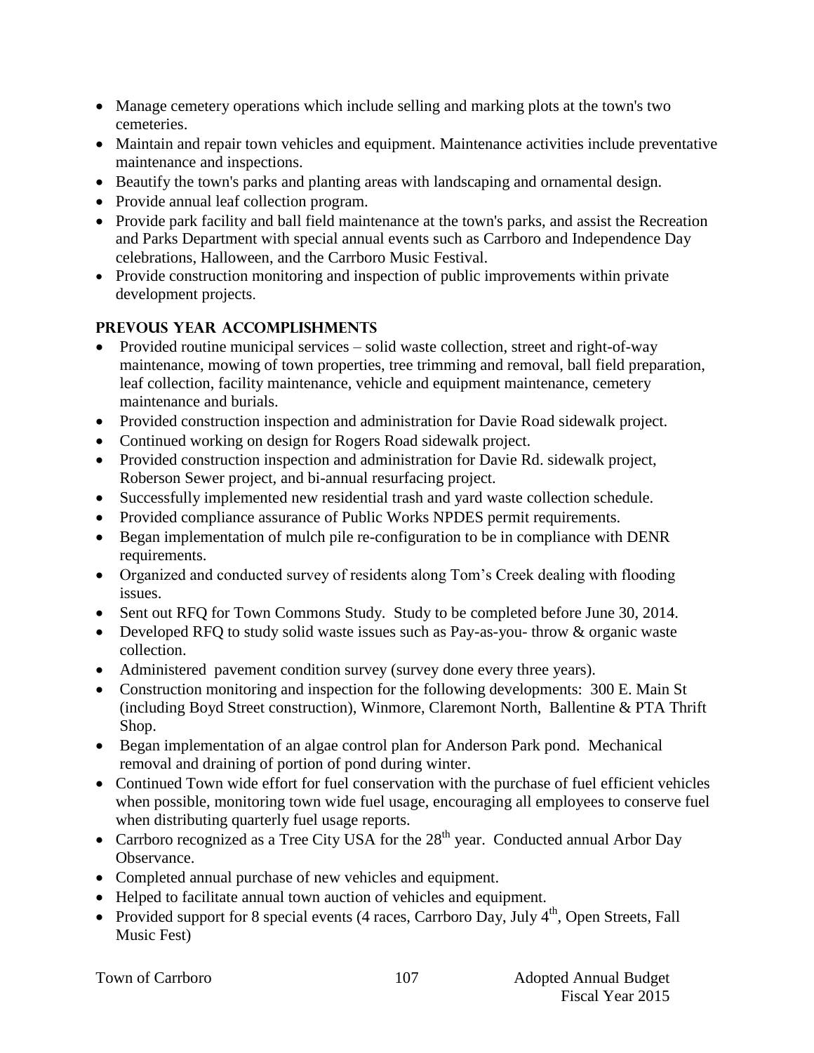- Manage cemetery operations which include selling and marking plots at the town's two cemeteries.
- Maintain and repair town vehicles and equipment. Maintenance activities include preventative maintenance and inspections.
- Beautify the town's parks and planting areas with landscaping and ornamental design.
- Provide annual leaf collection program.
- Provide park facility and ball field maintenance at the town's parks, and assist the Recreation and Parks Department with special annual events such as Carrboro and Independence Day celebrations, Halloween, and the Carrboro Music Festival.
- Provide construction monitoring and inspection of public improvements within private development projects.

## PREVOUS YEAR ACCOMPLISHMENTS

- Provided routine municipal services – solid waste collection, street and right-of-way maintenance, mowing of town properties, tree trimming and removal, ball field preparation, leaf collection, facility maintenance, vehicle and equipment maintenance, cemetery maintenance and burials.
- Provided construction inspection and administration for Davie Road sidewalk project.
- Continued working on design for Rogers Road sidewalk project.
- Provided construction inspection and administration for Davie Rd. sidewalk project, Roberson Sewer project, and bi-annual resurfacing project.
- Successfully implemented new residential trash and yard waste collection schedule.
- Provided compliance assurance of Public Works NPDES permit requirements.
- Began implementation of mulch pile re-configuration to be in compliance with DENR requirements.
- Organized and conducted survey of residents along Tom's Creek dealing with flooding issues.
- Sent out RFQ for Town Commons Study. Study to be completed before June 30, 2014.
- Developed RFQ to study solid waste issues such as Pay-as-you- throw & organic waste collection.
- Administered pavement condition survey (survey done every three years).
- Construction monitoring and inspection for the following developments: 300 E. Main St (including Boyd Street construction), Winmore, Claremont North, Ballentine & PTA Thrift Shop.
- Began implementation of an algae control plan for Anderson Park pond. Mechanical removal and draining of portion of pond during winter.
- Continued Town wide effort for fuel conservation with the purchase of fuel efficient vehicles when possible, monitoring town wide fuel usage, encouraging all employees to conserve fuel when distributing quarterly fuel usage reports.
- Carrboro recognized as a Tree City USA for the 28th year. Conducted annual Arbor Day Observance.
- Completed annual purchase of new vehicles and equipment.
- Helped to facilitate annual town auction of vehicles and equipment.
- Provided support for 8 special events (4 races, Carrboro Day, July 4th, Open Streets, Fall Music Fest)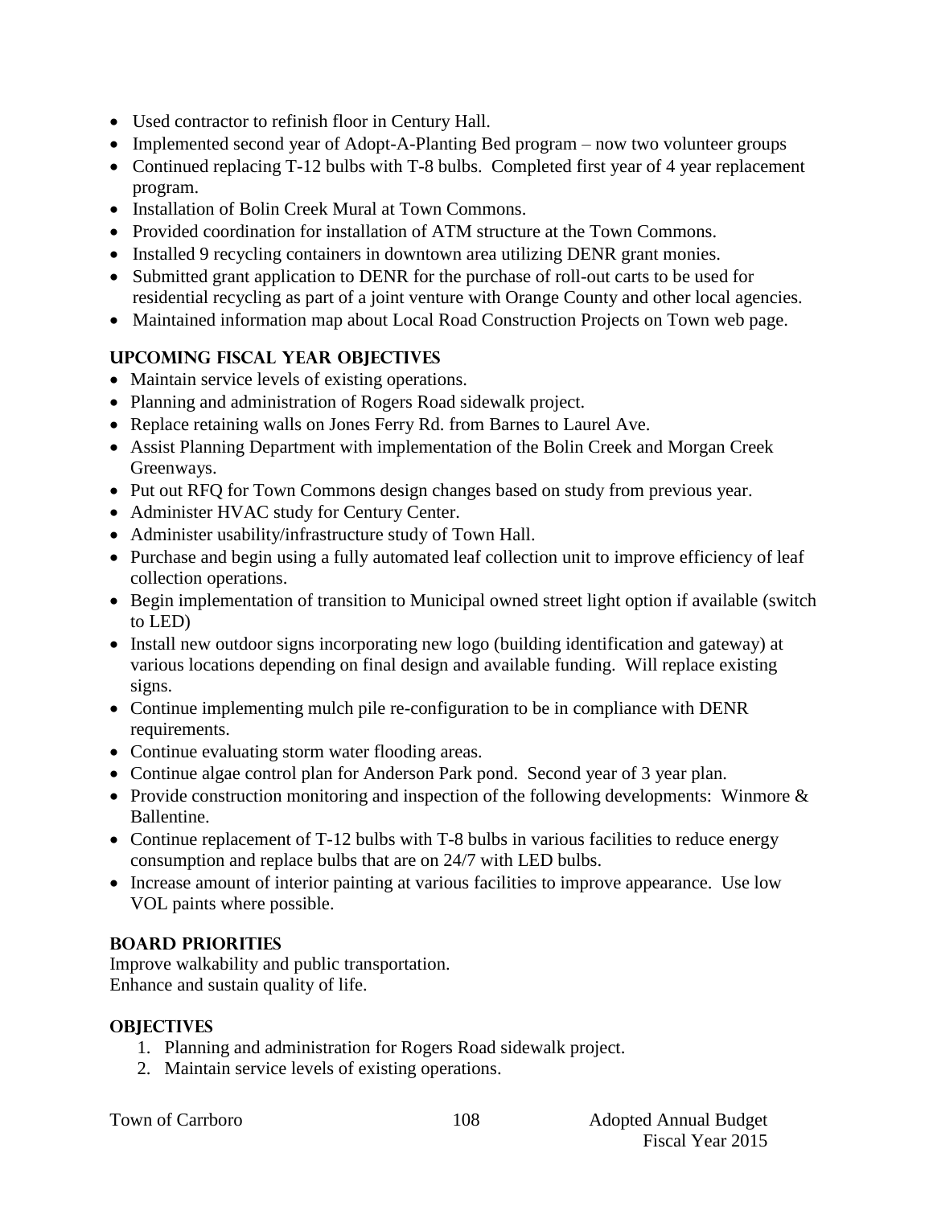- Used contractor to refinish floor in Century Hall.
- Implemented second year of Adopt-A-Planting Bed program – now two volunteer groups
- Continued replacing T-12 bulbs with T-8 bulbs. Completed first year of 4 year replacement program.
- Installation of Bolin Creek Mural at Town Commons.
- Provided coordination for installation of ATM structure at the Town Commons.
- Installed 9 recycling containers in downtown area utilizing DENR grant monies.
- Submitted grant application to DENR for the purchase of roll-out carts to be used for residential recycling as part of a joint venture with Orange County and other local agencies.
- Maintained information map about Local Road Construction Projects on Town web page.

### UPCOMING FISCAL YEAR OBJECTIVES

- Maintain service levels of existing operations.
- Planning and administration of Rogers Road sidewalk project.
- Replace retaining walls on Jones Ferry Rd. from Barnes to Laurel Ave.
- Assist Planning Department with implementation of the Bolin Creek and Morgan Creek Greenways.
- Put out RFQ for Town Commons design changes based on study from previous year.
- Administer HVAC study for Century Center.
- Administer usability/infrastructure study of Town Hall.
- Purchase and begin using a fully automated leaf collection unit to improve efficiency of leaf collection operations.
- Begin implementation of transition to Municipal owned street light option if available (switch to LED)
- Install new outdoor signs incorporating new logo (building identification and gateway) at various locations depending on final design and available funding. Will replace existing signs.
- Continue implementing mulch pile re-configuration to be in compliance with DENR requirements.
- Continue evaluating storm water flooding areas.
- Continue algae control plan for Anderson Park pond. Second year of 3 year plan.
- Provide construction monitoring and inspection of the following developments: Winmore & Ballentine.
- Continue replacement of T-12 bulbs with T-8 bulbs in various facilities to reduce energy consumption and replace bulbs that are on 24/7 with LED bulbs.
- Increase amount of interior painting at various facilities to improve appearance. Use low VOL paints where possible.

### BOARD PRIORITIES

Improve walkability and public transportation.
Enhance and sustain quality of life.

### OBJECTIVES

1. Planning and administration for Rogers Road sidewalk project.
2. Maintain service levels of existing operations.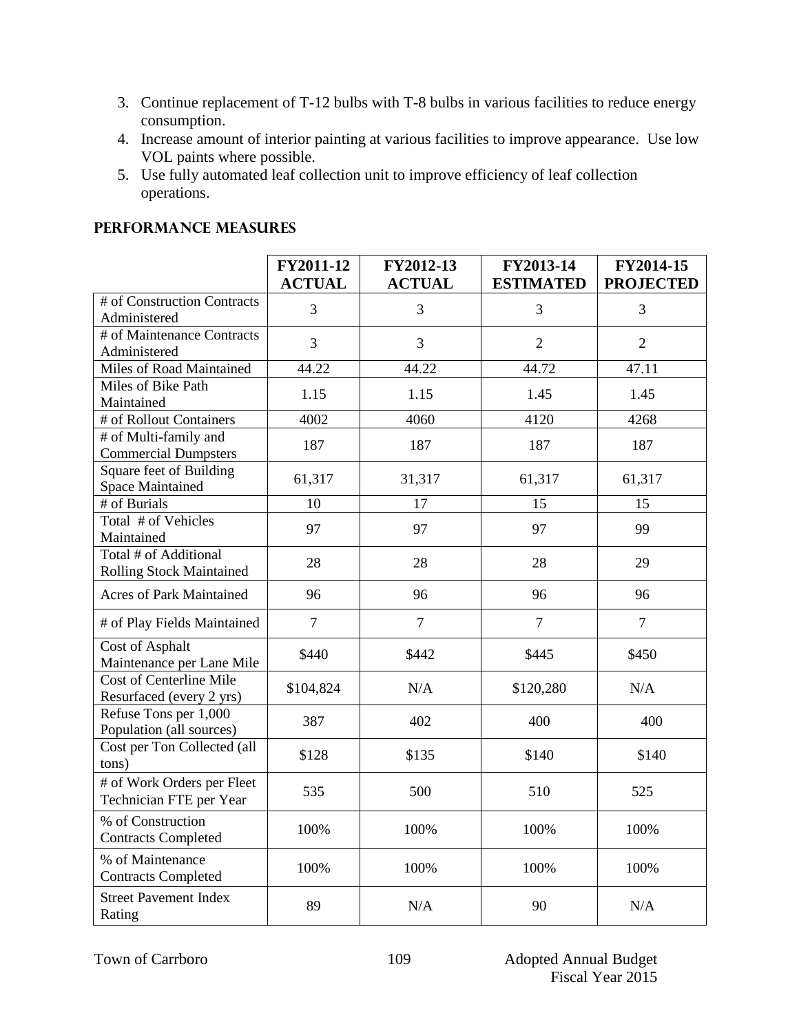3. Continue replacement of T-12 bulbs with T-8 bulbs in various facilities to reduce energy consumption.
4. Increase amount of interior painting at various facilities to improve appearance. Use low VOL paints where possible.
5. Use fully automated leaf collection unit to improve efficiency of leaf collection operations.

## PERFORMANCE MEASURES

| | FY2011-12 ACTUAL | FY2012-13 ACTUAL | FY2013-14 ESTIMATED | FY2014-15 PROJECTED |
|---|---|---|---|---|
| # of Construction Contracts Administered | 3 | 3 | 3 | 3 |
| # of Maintenance Contracts Administered | 3 | 3 | 2 | 2 |
| Miles of Road Maintained | 44.22 | 44.22 | 44.72 | 47.11 |
| Miles of Bike Path Maintained | 1.15 | 1.15 | 1.45 | 1.45 |
| # of Rollout Containers | 4002 | 4060 | 4120 | 4268 |
| # of Multi-family and Commercial Dumpsters | 187 | 187 | 187 | 187 |
| Square feet of Building Space Maintained | 61,317 | 31,317 | 61,317 | 61,317 |
| # of Burials | 10 | 17 | 15 | 15 |
| Total # of Vehicles Maintained | 97 | 97 | 97 | 99 |
| Total # of Additional Rolling Stock Maintained | 28 | 28 | 28 | 29 |
| Acres of Park Maintained | 96 | 96 | 96 | 96 |
| # of Play Fields Maintained | 7 | 7 | 7 | 7 |
| Cost of Asphalt Maintenance per Lane Mile | $440 | $442 | $445 | $450 |
| Cost of Centerline Mile Resurfaced (every 2 yrs) | $104,824 | N/A | $120,280 | N/A |
| Refuse Tons per 1,000 Population (all sources) | 387 | 402 | 400 | 400 |
| Cost per Ton Collected (all tons) | $128 | $135 | $140 | $140 |
| # of Work Orders per Fleet Technician FTE per Year | 535 | 500 | 510 | 525 |
| % of Construction Contracts Completed | 100% | 100% | 100% | 100% |
| % of Maintenance Contracts Completed | 100% | 100% | 100% | 100% |
| Street Pavement Index Rating | 89 | N/A | 90 | N/A |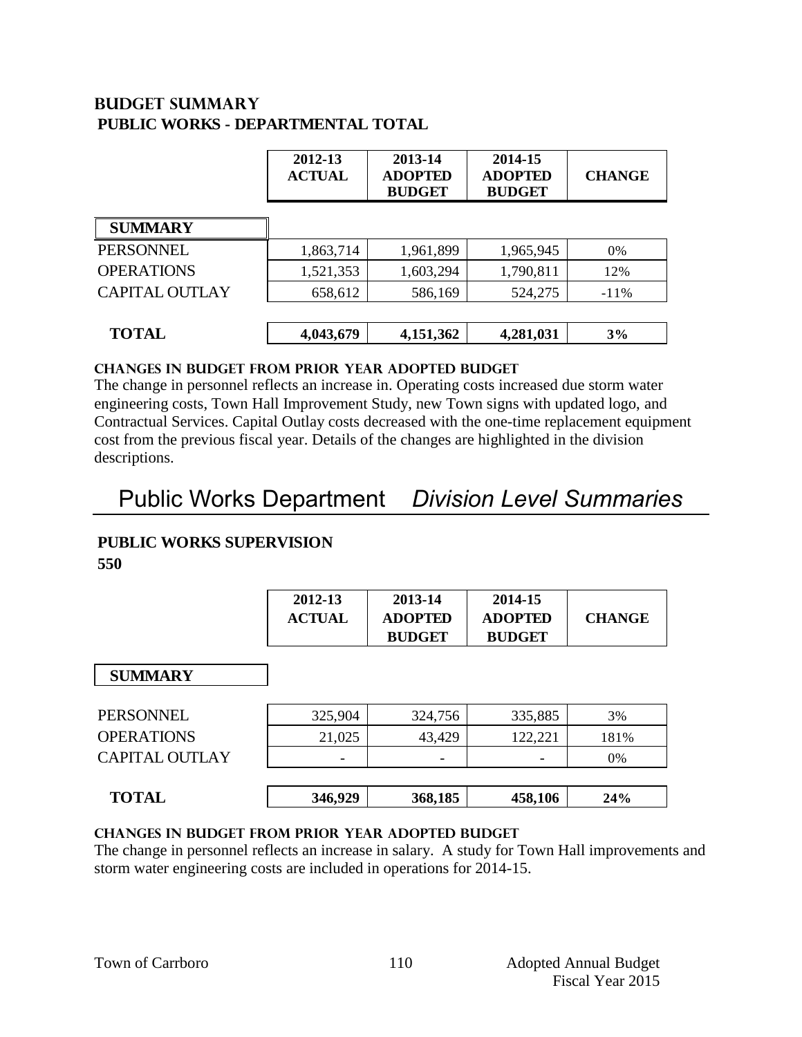## BUDGET SUMMARY

### PUBLIC WORKS - DEPARTMENTAL TOTAL

| | 2012-13 ACTUAL | 2013-14 ADOPTED BUDGET | 2014-15 ADOPTED BUDGET | CHANGE |
|---|---|---|---|---|
| **SUMMARY** | | | | |
| PERSONNEL | 1,863,714 | 1,961,899 | 1,965,945 | 0% |
| OPERATIONS | 1,521,353 | 1,603,294 | 1,790,811 | 12% |
| CAPITAL OUTLAY | 658,612 | 586,169 | 524,275 | -11% |
| **TOTAL** | **4,043,679** | **4,151,362** | **4,281,031** | **3%** |

**CHANGES IN BUDGET FROM PRIOR YEAR ADOPTED BUDGET**

The change in personnel reflects an increase in. Operating costs increased due storm water engineering costs, Town Hall Improvement Study, new Town signs with updated logo, and Contractual Services. Capital Outlay costs decreased with the one-time replacement equipment cost from the previous fiscal year. Details of the changes are highlighted in the division descriptions.

# Public Works Department *Division Level Summaries*

### PUBLIC WORKS SUPERVISION

**550**

| | 2012-13 ACTUAL | 2013-14 ADOPTED BUDGET | 2014-15 ADOPTED BUDGET | CHANGE |
|---|---|---|---|---|
| **SUMMARY** | | | | |
| PERSONNEL | 325,904 | 324,756 | 335,885 | 3% |
| OPERATIONS | 21,025 | 43,429 | 122,221 | 181% |
| CAPITAL OUTLAY | - | - | - | 0% |
| **TOTAL** | **346,929** | **368,185** | **458,106** | **24%** |

**CHANGES IN BUDGET FROM PRIOR YEAR ADOPTED BUDGET**

The change in personnel reflects an increase in salary. A study for Town Hall improvements and storm water engineering costs are included in operations for 2014-15.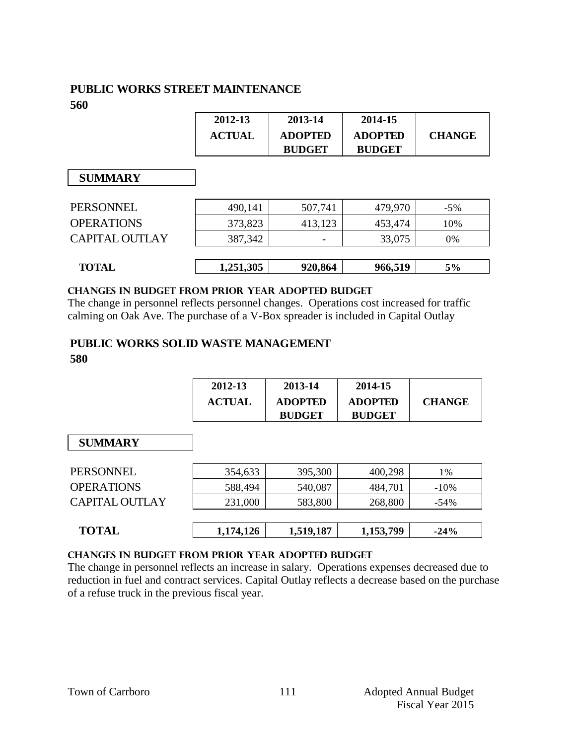## PUBLIC WORKS STREET MAINTENANCE

**560**

| | 2012-13 ACTUAL | 2013-14 ADOPTED BUDGET | 2014-15 ADOPTED BUDGET | CHANGE |
|---|---|---|---|---|
| **SUMMARY** | | | | |
| PERSONNEL | 490,141 | 507,741 | 479,970 | -5% |
| OPERATIONS | 373,823 | 413,123 | 453,474 | 10% |
| CAPITAL OUTLAY | 387,342 | - | 33,075 | 0% |
| **TOTAL** | **1,251,305** | **920,864** | **966,519** | **5%** |

**CHANGES IN BUDGET FROM PRIOR YEAR ADOPTED BUDGET**

The change in personnel reflects personnel changes. Operations cost increased for traffic calming on Oak Ave. The purchase of a V-Box spreader is included in Capital Outlay

## PUBLIC WORKS SOLID WASTE MANAGEMENT

**580**

| | 2012-13 ACTUAL | 2013-14 ADOPTED BUDGET | 2014-15 ADOPTED BUDGET | CHANGE |
|---|---|---|---|---|
| **SUMMARY** | | | | |
| PERSONNEL | 354,633 | 395,300 | 400,298 | 1% |
| OPERATIONS | 588,494 | 540,087 | 484,701 | -10% |
| CAPITAL OUTLAY | 231,000 | 583,800 | 268,800 | -54% |
| **TOTAL** | **1,174,126** | **1,519,187** | **1,153,799** | **-24%** |

**CHANGES IN BUDGET FROM PRIOR YEAR ADOPTED BUDGET**

The change in personnel reflects an increase in salary. Operations expenses decreased due to reduction in fuel and contract services. Capital Outlay reflects a decrease based on the purchase of a refuse truck in the previous fiscal year.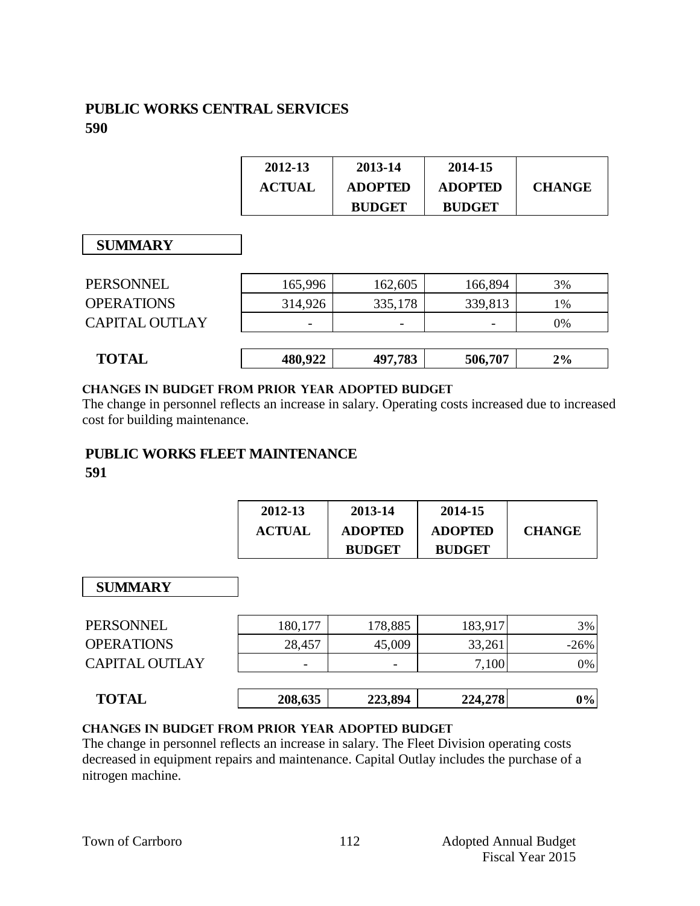## PUBLIC WORKS CENTRAL SERVICES
**590**

| | 2012-13 ACTUAL | 2013-14 ADOPTED BUDGET | 2014-15 ADOPTED BUDGET | CHANGE |
|---|---|---|---|---|
| **SUMMARY** | | | | |
| PERSONNEL | 165,996 | 162,605 | 166,894 | 3% |
| OPERATIONS | 314,926 | 335,178 | 339,813 | 1% |
| CAPITAL OUTLAY | - | - | - | 0% |
| **TOTAL** | **480,922** | **497,783** | **506,707** | **2%** |

**CHANGES IN BUDGET FROM PRIOR YEAR ADOPTED BUDGET**

The change in personnel reflects an increase in salary. Operating costs increased due to increased cost for building maintenance.

## PUBLIC WORKS FLEET MAINTENANCE
**591**

| | 2012-13 ACTUAL | 2013-14 ADOPTED BUDGET | 2014-15 ADOPTED BUDGET | CHANGE |
|---|---|---|---|---|
| **SUMMARY** | | | | |
| PERSONNEL | 180,177 | 178,885 | 183,917 | 3% |
| OPERATIONS | 28,457 | 45,009 | 33,261 | -26% |
| CAPITAL OUTLAY | - | - | 7,100 | 0% |
| **TOTAL** | **208,635** | **223,894** | **224,278** | **0%** |

**CHANGES IN BUDGET FROM PRIOR YEAR ADOPTED BUDGET**

The change in personnel reflects an increase in salary. The Fleet Division operating costs decreased in equipment repairs and maintenance. Capital Outlay includes the purchase of a nitrogen machine.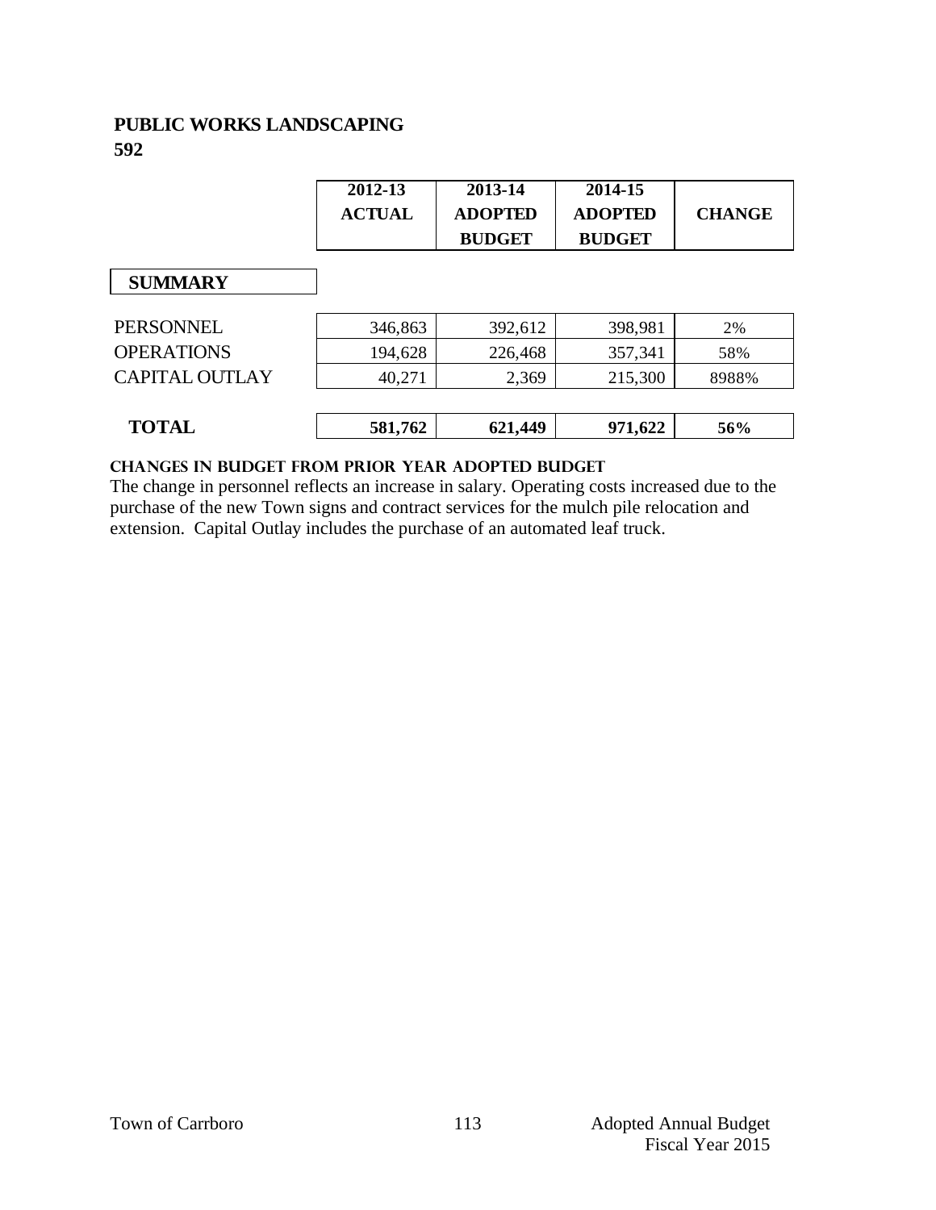# PUBLIC WORKS LANDSCAPING
**592**

| | 2012-13 ACTUAL | 2013-14 ADOPTED BUDGET | 2014-15 ADOPTED BUDGET | CHANGE |
|---|---|---|---|---|
| **SUMMARY** | | | | |
| PERSONNEL | 346,863 | 392,612 | 398,981 | 2% |
| OPERATIONS | 194,628 | 226,468 | 357,341 | 58% |
| CAPITAL OUTLAY | 40,271 | 2,369 | 215,300 | 8988% |
| **TOTAL** | **581,762** | **621,449** | **971,622** | **56%** |

**CHANGES IN BUDGET FROM PRIOR YEAR ADOPTED BUDGET**

The change in personnel reflects an increase in salary. Operating costs increased due to the purchase of the new Town signs and contract services for the mulch pile relocation and extension. Capital Outlay includes the purchase of an automated leaf truck.